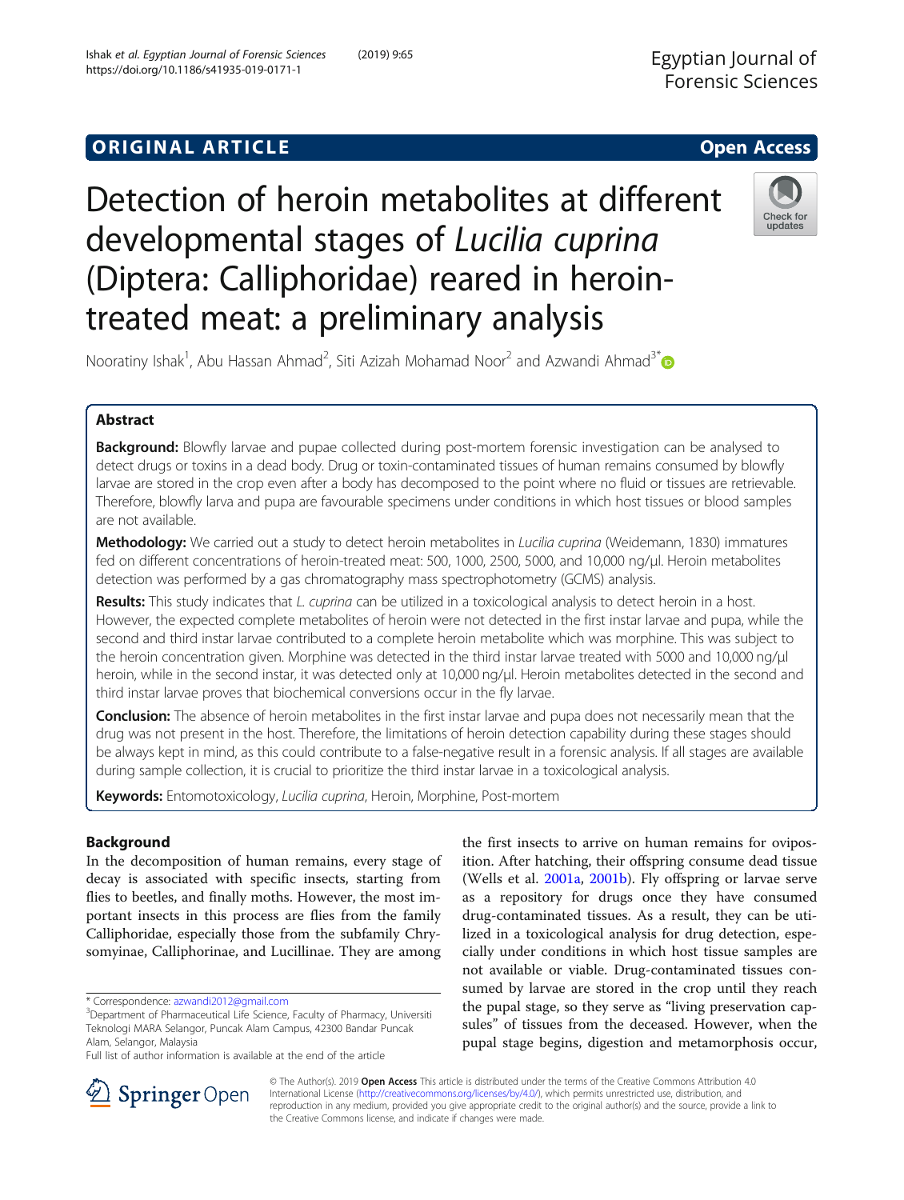ORIGINAL ARTICLE

Open Access

# Detection of heroin metabolites at different developmental stages of *Lucilia cuprina* (Diptera: Calliphoridae) reared in heroin-treated meat: a preliminary analysis

Nooratiny Ishak[1], Abu Hassan Ahmad[2], Siti Azizah Mohamad Noor[2] and Azwandi Ahmad[3*]

## Abstract

**Background:** Blowfly larvae and pupae collected during post-mortem forensic investigation can be analysed to detect drugs or toxins in a dead body. Drug or toxin-contaminated tissues of human remains consumed by blowfly larvae are stored in the crop even after a body has decomposed to the point where no fluid or tissues are retrievable. Therefore, blowfly larva and pupa are favourable specimens under conditions in which host tissues or blood samples are not available.

**Methodology:** We carried out a study to detect heroin metabolites in *Lucilia cuprina* (Weidemann, 1830) immatures fed on different concentrations of heroin-treated meat: 500, 1000, 2500, 5000, and 10,000 ng/μl. Heroin metabolites detection was performed by a gas chromatography mass spectrophotometry (GCMS) analysis.

**Results:** This study indicates that *L. cuprina* can be utilized in a toxicological analysis to detect heroin in a host. However, the expected complete metabolites of heroin were not detected in the first instar larvae and pupa, while the second and third instar larvae contributed to a complete heroin metabolite which was morphine. This was subject to the heroin concentration given. Morphine was detected in the third instar larvae treated with 5000 and 10,000 ng/μl heroin, while in the second instar, it was detected only at 10,000 ng/μl. Heroin metabolites detected in the second and third instar larvae proves that biochemical conversions occur in the fly larvae.

**Conclusion:** The absence of heroin metabolites in the first instar larvae and pupa does not necessarily mean that the drug was not present in the host. Therefore, the limitations of heroin detection capability during these stages should be always kept in mind, as this could contribute to a false-negative result in a forensic analysis. If all stages are available during sample collection, it is crucial to prioritize the third instar larvae in a toxicological analysis.

**Keywords:** Entomotoxicology, *Lucilia cuprina*, Heroin, Morphine, Post-mortem

## Background

In the decomposition of human remains, every stage of decay is associated with specific insects, starting from flies to beetles, and finally moths. However, the most important insects in this process are flies from the family Calliphoridae, especially those from the subfamily Chrysomyinae, Calliphorinae, and Lucillinae. They are among the first insects to arrive on human remains for oviposition. After hatching, their offspring consume dead tissue (Wells et al. 2001a, 2001b). Fly offspring or larvae serve as a repository for drugs once they have consumed drug-contaminated tissues. As a result, they can be utilized in a toxicological analysis for drug detection, especially under conditions in which host tissue samples are not available or viable. Drug-contaminated tissues consumed by larvae are stored in the crop until they reach the pupal stage, so they serve as "living preservation capsules" of tissues from the deceased. However, when the pupal stage begins, digestion and metamorphosis occur,

\* Correspondence: azwandi2012@gmail.com

[3]Department of Pharmaceutical Life Science, Faculty of Pharmacy, Universiti Teknologi MARA Selangor, Puncak Alam Campus, 42300 Bandar Puncak Alam, Selangor, Malaysia

Full list of author information is available at the end of the article

© The Author(s). 2019 **Open Access** This article is distributed under the terms of the Creative Commons Attribution 4.0 International License (http://creativecommons.org/licenses/by/4.0/), which permits unrestricted use, distribution, and reproduction in any medium, provided you give appropriate credit to the original author(s) and the source, provide a link to the Creative Commons license, and indicate if changes were made.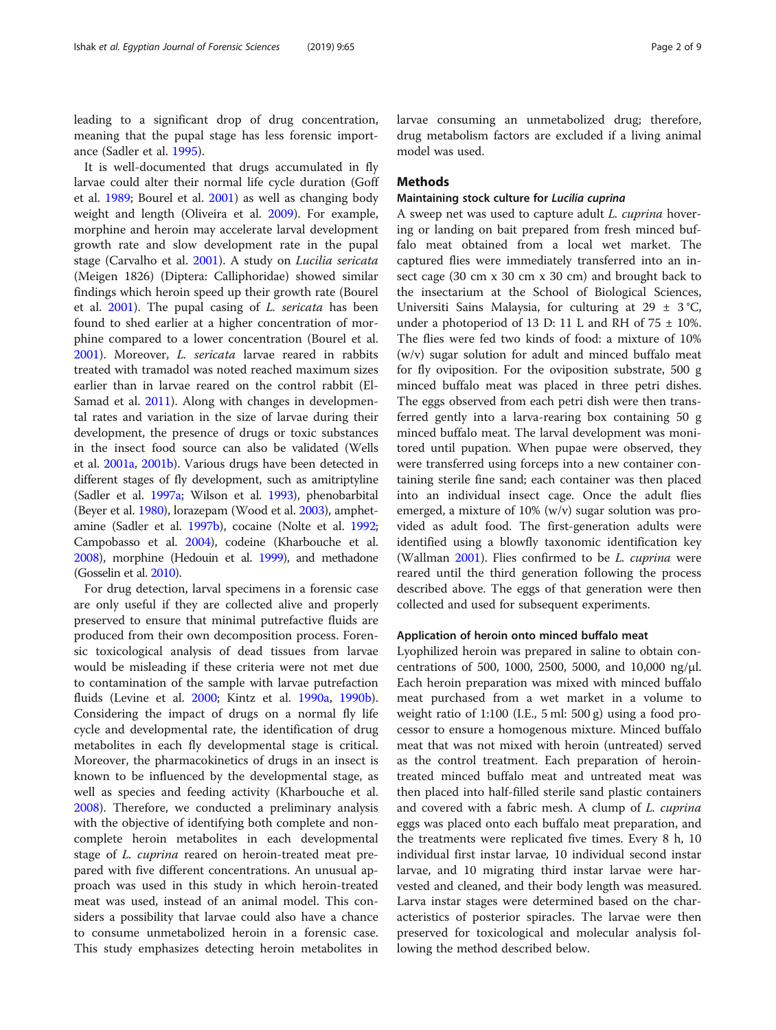leading to a significant drop of drug concentration, meaning that the pupal stage has less forensic importance (Sadler et al. 1995).

It is well-documented that drugs accumulated in fly larvae could alter their normal life cycle duration (Goff et al. 1989; Bourel et al. 2001) as well as changing body weight and length (Oliveira et al. 2009). For example, morphine and heroin may accelerate larval development growth rate and slow development rate in the pupal stage (Carvalho et al. 2001). A study on *Lucilia sericata* (Meigen 1826) (Diptera: Calliphoridae) showed similar findings which heroin speed up their growth rate (Bourel et al. 2001). The pupal casing of *L. sericata* has been found to shed earlier at a higher concentration of morphine compared to a lower concentration (Bourel et al. 2001). Moreover, *L. sericata* larvae reared in rabbits treated with tramadol was noted reached maximum sizes earlier than in larvae reared on the control rabbit (El-Samad et al. 2011). Along with changes in developmental rates and variation in the size of larvae during their development, the presence of drugs or toxic substances in the insect food source can also be validated (Wells et al. 2001a, 2001b). Various drugs have been detected in different stages of fly development, such as amitriptyline (Sadler et al. 1997a; Wilson et al. 1993), phenobarbital (Beyer et al. 1980), lorazepam (Wood et al. 2003), amphetamine (Sadler et al. 1997b), cocaine (Nolte et al. 1992; Campobasso et al. 2004), codeine (Kharbouche et al. 2008), morphine (Hedouin et al. 1999), and methadone (Gosselin et al. 2010).

For drug detection, larval specimens in a forensic case are only useful if they are collected alive and properly preserved to ensure that minimal putrefactive fluids are produced from their own decomposition process. Forensic toxicological analysis of dead tissues from larvae would be misleading if these criteria were not met due to contamination of the sample with larvae putrefaction fluids (Levine et al. 2000; Kintz et al. 1990a, 1990b). Considering the impact of drugs on a normal fly life cycle and developmental rate, the identification of drug metabolites in each fly developmental stage is critical. Moreover, the pharmacokinetics of drugs in an insect is known to be influenced by the developmental stage, as well as species and feeding activity (Kharbouche et al. 2008). Therefore, we conducted a preliminary analysis with the objective of identifying both complete and non-complete heroin metabolites in each developmental stage of *L. cuprina* reared on heroin-treated meat prepared with five different concentrations. An unusual approach was used in this study in which heroin-treated meat was used, instead of an animal model. This considers a possibility that larvae could also have a chance to consume unmetabolized heroin in a forensic case. This study emphasizes detecting heroin metabolites in larvae consuming an unmetabolized drug; therefore, drug metabolism factors are excluded if a living animal model was used.

## Methods

### Maintaining stock culture for *Lucilia cuprina*

A sweep net was used to capture adult *L. cuprina* hovering or landing on bait prepared from fresh minced buffalo meat obtained from a local wet market. The captured flies were immediately transferred into an insect cage (30 cm x 30 cm x 30 cm) and brought back to the insectarium at the School of Biological Sciences, Universiti Sains Malaysia, for culturing at 29 ± 3 °C, under a photoperiod of 13 D: 11 L and RH of 75 ± 10%. The flies were fed two kinds of food: a mixture of 10% (w/v) sugar solution for adult and minced buffalo meat for fly oviposition. For the oviposition substrate, 500 g minced buffalo meat was placed in three petri dishes. The eggs observed from each petri dish were then transferred gently into a larva-rearing box containing 50 g minced buffalo meat. The larval development was monitored until pupation. When pupae were observed, they were transferred using forceps into a new container containing sterile fine sand; each container was then placed into an individual insect cage. Once the adult flies emerged, a mixture of 10% (w/v) sugar solution was provided as adult food. The first-generation adults were identified using a blowfly taxonomic identification key (Wallman 2001). Flies confirmed to be *L. cuprina* were reared until the third generation following the process described above. The eggs of that generation were then collected and used for subsequent experiments.

### Application of heroin onto minced buffalo meat

Lyophilized heroin was prepared in saline to obtain concentrations of 500, 1000, 2500, 5000, and 10,000 ng/μl. Each heroin preparation was mixed with minced buffalo meat purchased from a wet market in a volume to weight ratio of 1:100 (I.E., 5 ml: 500 g) using a food processor to ensure a homogenous mixture. Minced buffalo meat that was not mixed with heroin (untreated) served as the control treatment. Each preparation of heroin-treated minced buffalo meat and untreated meat was then placed into half-filled sterile sand plastic containers and covered with a fabric mesh. A clump of *L. cuprina* eggs was placed onto each buffalo meat preparation, and the treatments were replicated five times. Every 8 h, 10 individual first instar larvae, 10 individual second instar larvae, and 10 migrating third instar larvae were harvested and cleaned, and their body length was measured. Larva instar stages were determined based on the characteristics of posterior spiracles. The larvae were then preserved for toxicological and molecular analysis following the method described below.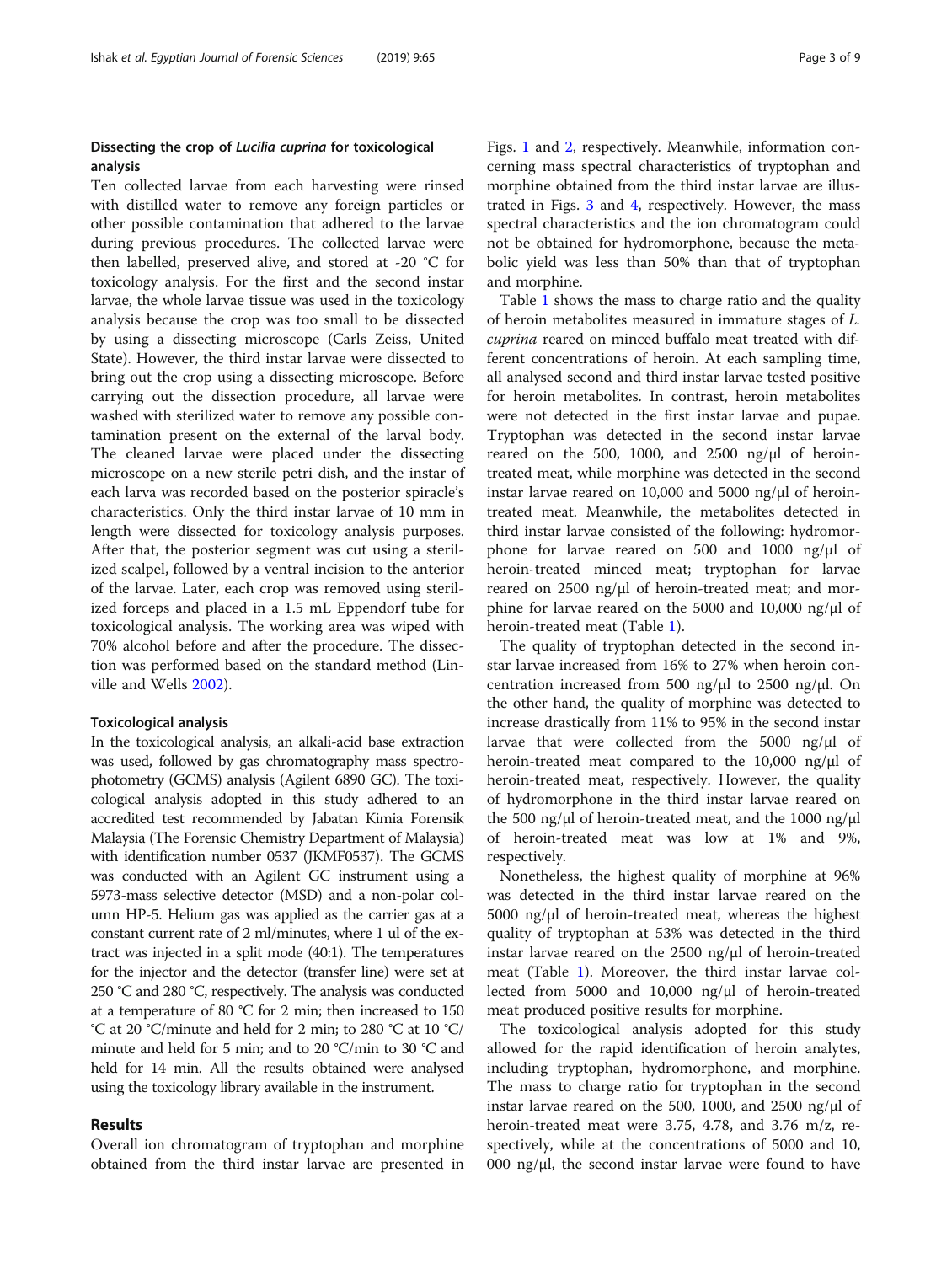### Dissecting the crop of *Lucilia cuprina* for toxicological analysis

Ten collected larvae from each harvesting were rinsed with distilled water to remove any foreign particles or other possible contamination that adhered to the larvae during previous procedures. The collected larvae were then labelled, preserved alive, and stored at -20 °C for toxicology analysis. For the first and the second instar larvae, the whole larvae tissue was used in the toxicology analysis because the crop was too small to be dissected by using a dissecting microscope (Carls Zeiss, United State). However, the third instar larvae were dissected to bring out the crop using a dissecting microscope. Before carrying out the dissection procedure, all larvae were washed with sterilized water to remove any possible contamination present on the external of the larval body. The cleaned larvae were placed under the dissecting microscope on a new sterile petri dish, and the instar of each larva was recorded based on the posterior spiracle's characteristics. Only the third instar larvae of 10 mm in length were dissected for toxicology analysis purposes. After that, the posterior segment was cut using a sterilized scalpel, followed by a ventral incision to the anterior of the larvae. Later, each crop was removed using sterilized forceps and placed in a 1.5 mL Eppendorf tube for toxicological analysis. The working area was wiped with 70% alcohol before and after the procedure. The dissection was performed based on the standard method (Linville and Wells 2002).

#### Toxicological analysis

In the toxicological analysis, an alkali-acid base extraction was used, followed by gas chromatography mass spectrophotometry (GCMS) analysis (Agilent 6890 GC). The toxicological analysis adopted in this study adhered to an accredited test recommended by Jabatan Kimia Forensik Malaysia (The Forensic Chemistry Department of Malaysia) with identification number 0537 (JKMF0537)**.** The GCMS was conducted with an Agilent GC instrument using a 5973-mass selective detector (MSD) and a non-polar column HP-5. Helium gas was applied as the carrier gas at a constant current rate of 2 ml/minutes, where 1 ul of the extract was injected in a split mode (40:1). The temperatures for the injector and the detector (transfer line) were set at 250 °C and 280 °C, respectively. The analysis was conducted at a temperature of 80 °C for 2 min; then increased to 150 °C at 20 °C/minute and held for 2 min; to 280 °C at 10 °C/minute and held for 5 min; and to 20 °C/min to 30 °C and held for 14 min. All the results obtained were analysed using the toxicology library available in the instrument.

## Results

Overall ion chromatogram of tryptophan and morphine obtained from the third instar larvae are presented in Figs. 1 and 2, respectively. Meanwhile, information concerning mass spectral characteristics of tryptophan and morphine obtained from the third instar larvae are illustrated in Figs. 3 and 4, respectively. However, the mass spectral characteristics and the ion chromatogram could not be obtained for hydromorphone, because the metabolic yield was less than 50% than that of tryptophan and morphine.

Table 1 shows the mass to charge ratio and the quality of heroin metabolites measured in immature stages of *L. cuprina* reared on minced buffalo meat treated with different concentrations of heroin. At each sampling time, all analysed second and third instar larvae tested positive for heroin metabolites. In contrast, heroin metabolites were not detected in the first instar larvae and pupae. Tryptophan was detected in the second instar larvae reared on the 500, 1000, and 2500 ng/μl of heroin-treated meat, while morphine was detected in the second instar larvae reared on 10,000 and 5000 ng/μl of heroin-treated meat. Meanwhile, the metabolites detected in third instar larvae consisted of the following: hydromorphone for larvae reared on 500 and 1000 ng/μl of heroin-treated minced meat; tryptophan for larvae reared on 2500 ng/μl of heroin-treated meat; and morphine for larvae reared on the 5000 and 10,000 ng/μl of heroin-treated meat (Table 1).

The quality of tryptophan detected in the second instar larvae increased from 16% to 27% when heroin concentration increased from 500 ng/μl to 2500 ng/μl. On the other hand, the quality of morphine was detected to increase drastically from 11% to 95% in the second instar larvae that were collected from the 5000 ng/μl of heroin-treated meat compared to the 10,000 ng/μl of heroin-treated meat, respectively. However, the quality of hydromorphone in the third instar larvae reared on the 500 ng/μl of heroin-treated meat, and the 1000 ng/μl of heroin-treated meat was low at 1% and 9%, respectively.

Nonetheless, the highest quality of morphine at 96% was detected in the third instar larvae reared on the 5000 ng/μl of heroin-treated meat, whereas the highest quality of tryptophan at 53% was detected in the third instar larvae reared on the 2500 ng/μl of heroin-treated meat (Table 1). Moreover, the third instar larvae collected from 5000 and 10,000 ng/μl of heroin-treated meat produced positive results for morphine.

The toxicological analysis adopted for this study allowed for the rapid identification of heroin analytes, including tryptophan, hydromorphone, and morphine. The mass to charge ratio for tryptophan in the second instar larvae reared on the 500, 1000, and 2500 ng/μl of heroin-treated meat were 3.75, 4.78, and 3.76 m/z, respectively, while at the concentrations of 5000 and 10,000 ng/μl, the second instar larvae were found to have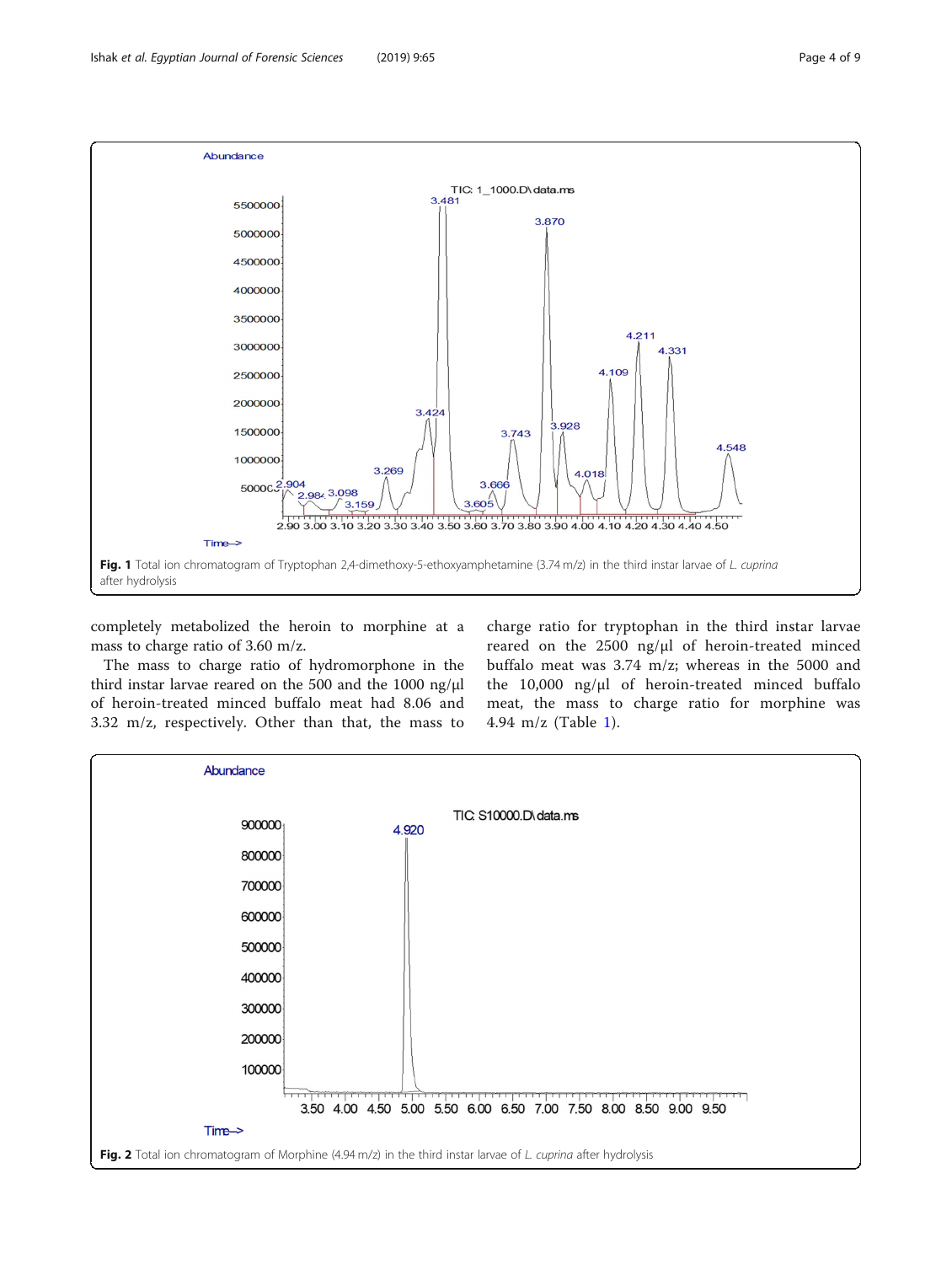Fig. 1 Total ion chromatogram of Tryptophan 2,4-dimethoxy-5-ethoxyamphetamine (3.74 m/z) in the third instar larvae of *L. cuprina* after hydrolysis

completely metabolized the heroin to morphine at a mass to charge ratio of 3.60 m/z.

The mass to charge ratio of hydromorphone in the third instar larvae reared on the 500 and the 1000 ng/μl of heroin-treated minced buffalo meat had 8.06 and 3.32 m/z, respectively. Other than that, the mass to charge ratio for tryptophan in the third instar larvae reared on the 2500 ng/μl of heroin-treated minced buffalo meat was 3.74 m/z; whereas in the 5000 and the 10,000 ng/μl of heroin-treated minced buffalo meat, the mass to charge ratio for morphine was 4.94 m/z (Table 1).

Fig. 2 Total ion chromatogram of Morphine (4.94 m/z) in the third instar larvae of *L. cuprina* after hydrolysis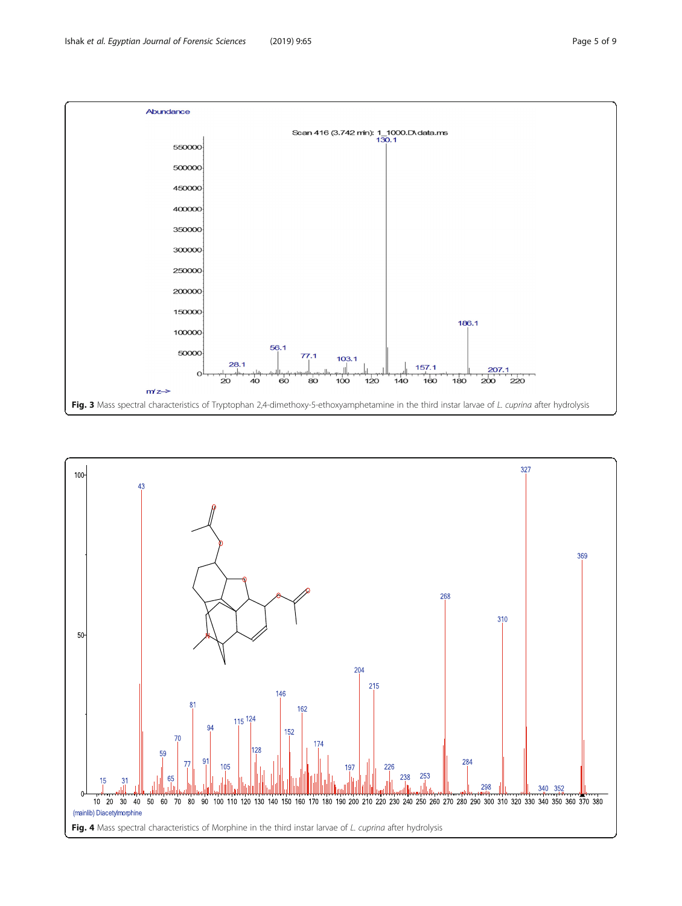Fig. 3 Mass spectral characteristics of Tryptophan 2,4-dimethoxy-5-ethoxyamphetamine in the third instar larvae of *L. cuprina* after hydrolysis

Fig. 4 Mass spectral characteristics of Morphine in the third instar larvae of *L. cuprina* after hydrolysis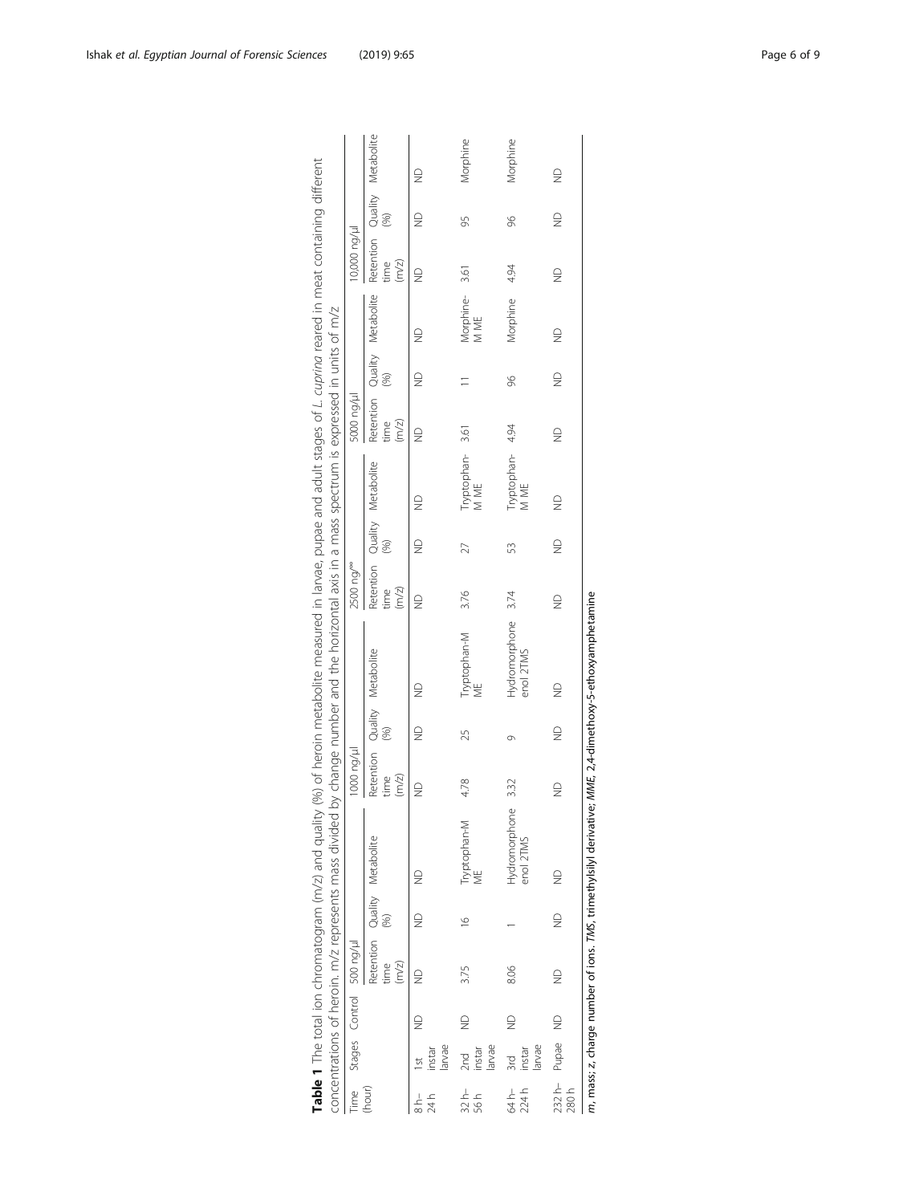**Table 1** The total ion chromatogram (m/z) and quality (%) of heroin metabolite measured in larvae, pupae and adult stages of *L. cuprina* reared in meat containing different concentrations of heroin. m/z represents mass divided by change number and the horizontal axis in a mass spectrum is expressed in units of m/z

| Time (hour) | Stages | Control | 500 ng/μl | | | 1000 ng/μl | | | 2500 ng/ml | | | 5000 ng/μl | | | 10,000 ng/μl | | |
|---|---|---|---|---|---|---|---|---|---|---|---|---|---|---|---|---|---|
| | | | Retention time (m/z) | Quality (%) | Metabolite | Retention time (m/z) | Quality (%) | Metabolite | Retention time (m/z) | Quality (%) | Metabolite | Retention time (m/z) | Quality (%) | Metabolite | Retention time (m/z) | Quality (%) | Metabolite |
| 8 h–24 h | 1st instar larvae | ND | ND | ND | ND | ND | ND | ND | ND | ND | ND | ND | ND | ND | ND | ND | ND |
| 32 h–56 h | 2nd instar larvae | ND | 3.75 | 16 | Tryptophan-M ME | 4.78 | 25 | Tryptophan-M ME | 3.76 | 27 | Tryptophan-M ME | 3.61 | 11 | Morphine-M ME | 3.61 | 95 | Morphine |
| 64 h–224 h | 3rd instar larvae | ND | 8.06 | 1 | Hydromorphone enol 2TMS | 3.32 | 9 | Hydromorphone enol 2TMS | 3.74 | 53 | Tryptophan-M ME | 4.94 | 96 | Morphine | 4.94 | 96 | Morphine |
| 232 h–280 h | Pupae | ND | ND | ND | ND | ND | ND | ND | ND | ND | ND | ND | ND | ND | ND | ND | ND |

*m*, mass; *z*, charge number of ions. *TMS*, trimethylsilyl derivative; *MME*, 2,4-dimethoxy-5-ethoxyamphetamine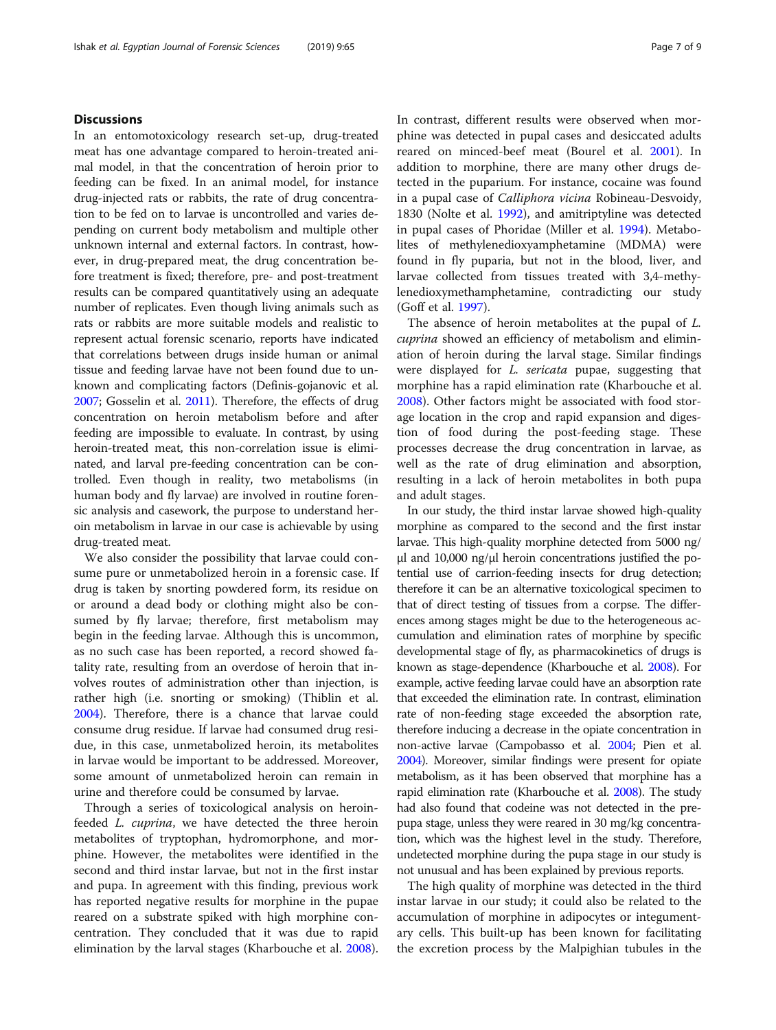## Discussions

In an entomotoxicology research set-up, drug-treated meat has one advantage compared to heroin-treated animal model, in that the concentration of heroin prior to feeding can be fixed. In an animal model, for instance drug-injected rats or rabbits, the rate of drug concentration to be fed on to larvae is uncontrolled and varies depending on current body metabolism and multiple other unknown internal and external factors. In contrast, however, in drug-prepared meat, the drug concentration before treatment is fixed; therefore, pre- and post-treatment results can be compared quantitatively using an adequate number of replicates. Even though living animals such as rats or rabbits are more suitable models and realistic to represent actual forensic scenario, reports have indicated that correlations between drugs inside human or animal tissue and feeding larvae have not been found due to unknown and complicating factors (Definis-gojanovic et al. 2007; Gosselin et al. 2011). Therefore, the effects of drug concentration on heroin metabolism before and after feeding are impossible to evaluate. In contrast, by using heroin-treated meat, this non-correlation issue is eliminated, and larval pre-feeding concentration can be controlled. Even though in reality, two metabolisms (in human body and fly larvae) are involved in routine forensic analysis and casework, the purpose to understand heroin metabolism in larvae in our case is achievable by using drug-treated meat.

We also consider the possibility that larvae could consume pure or unmetabolized heroin in a forensic case. If drug is taken by snorting powdered form, its residue on or around a dead body or clothing might also be consumed by fly larvae; therefore, first metabolism may begin in the feeding larvae. Although this is uncommon, as no such case has been reported, a record showed fatality rate, resulting from an overdose of heroin that involves routes of administration other than injection, is rather high (i.e. snorting or smoking) (Thiblin et al. 2004). Therefore, there is a chance that larvae could consume drug residue. If larvae had consumed drug residue, in this case, unmetabolized heroin, its metabolites in larvae would be important to be addressed. Moreover, some amount of unmetabolized heroin can remain in urine and therefore could be consumed by larvae.

Through a series of toxicological analysis on heroin-feeded *L. cuprina*, we have detected the three heroin metabolites of tryptophan, hydromorphone, and morphine. However, the metabolites were identified in the second and third instar larvae, but not in the first instar and pupa. In agreement with this finding, previous work has reported negative results for morphine in the pupae reared on a substrate spiked with high morphine concentration. They concluded that it was due to rapid elimination by the larval stages (Kharbouche et al. 2008). In contrast, different results were observed when morphine was detected in pupal cases and desiccated adults reared on minced-beef meat (Bourel et al. 2001). In addition to morphine, there are many other drugs detected in the puparium. For instance, cocaine was found in a pupal case of *Calliphora vicina* Robineau-Desvoidy, 1830 (Nolte et al. 1992), and amitriptyline was detected in pupal cases of Phoridae (Miller et al. 1994). Metabolites of methylenedioxyamphetamine (MDMA) were found in fly puparia, but not in the blood, liver, and larvae collected from tissues treated with 3,4-methylenedioxymethamphetamine, contradicting our study (Goff et al. 1997).

The absence of heroin metabolites at the pupal of *L. cuprina* showed an efficiency of metabolism and elimination of heroin during the larval stage. Similar findings were displayed for *L. sericata* pupae, suggesting that morphine has a rapid elimination rate (Kharbouche et al. 2008). Other factors might be associated with food storage location in the crop and rapid expansion and digestion of food during the post-feeding stage. These processes decrease the drug concentration in larvae, as well as the rate of drug elimination and absorption, resulting in a lack of heroin metabolites in both pupa and adult stages.

In our study, the third instar larvae showed high-quality morphine as compared to the second and the first instar larvae. This high-quality morphine detected from 5000 ng/μl and 10,000 ng/μl heroin concentrations justified the potential use of carrion-feeding insects for drug detection; therefore it can be an alternative toxicological specimen to that of direct testing of tissues from a corpse. The differences among stages might be due to the heterogeneous accumulation and elimination rates of morphine by specific developmental stage of fly, as pharmacokinetics of drugs is known as stage-dependence (Kharbouche et al. 2008). For example, active feeding larvae could have an absorption rate that exceeded the elimination rate. In contrast, elimination rate of non-feeding stage exceeded the absorption rate, therefore inducing a decrease in the opiate concentration in non-active larvae (Campobasso et al. 2004; Pien et al. 2004). Moreover, similar findings were present for opiate metabolism, as it has been observed that morphine has a rapid elimination rate (Kharbouche et al. 2008). The study had also found that codeine was not detected in the prepupa stage, unless they were reared in 30 mg/kg concentration, which was the highest level in the study. Therefore, undetected morphine during the pupa stage in our study is not unusual and has been explained by previous reports.

The high quality of morphine was detected in the third instar larvae in our study; it could also be related to the accumulation of morphine in adipocytes or integumentary cells. This built-up has been known for facilitating the excretion process by the Malpighian tubules in the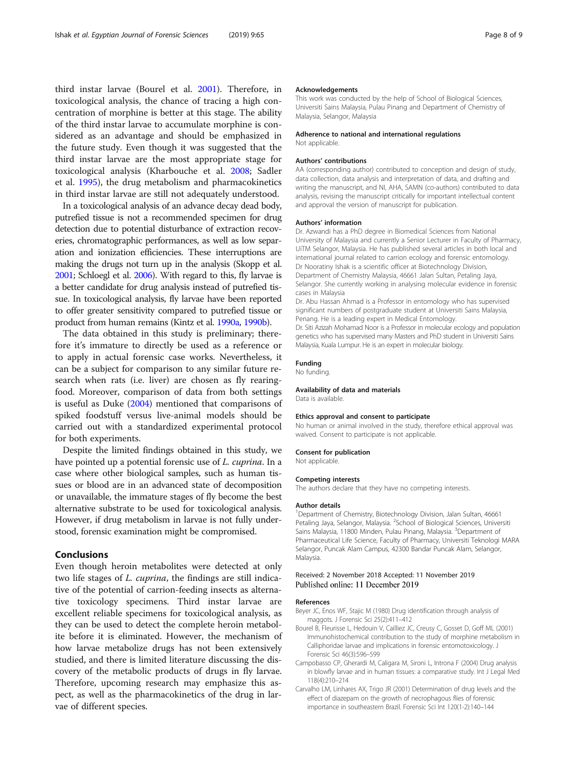third instar larvae (Bourel et al. 2001). Therefore, in toxicological analysis, the chance of tracing a high concentration of morphine is better at this stage. The ability of the third instar larvae to accumulate morphine is considered as an advantage and should be emphasized in the future study. Even though it was suggested that the third instar larvae are the most appropriate stage for toxicological analysis (Kharbouche et al. 2008; Sadler et al. 1995), the drug metabolism and pharmacokinetics in third instar larvae are still not adequately understood.

In a toxicological analysis of an advance decay dead body, putrefied tissue is not a recommended specimen for drug detection due to potential disturbance of extraction recoveries, chromatographic performances, as well as low separation and ionization efficiencies. These interruptions are making the drugs not turn up in the analysis (Skopp et al. 2001; Schloegl et al. 2006). With regard to this, fly larvae is a better candidate for drug analysis instead of putrefied tissue. In toxicological analysis, fly larvae have been reported to offer greater sensitivity compared to putrefied tissue or product from human remains (Kintz et al. 1990a, 1990b).

The data obtained in this study is preliminary; therefore it's immature to directly be used as a reference or to apply in actual forensic case works. Nevertheless, it can be a subject for comparison to any similar future research when rats (i.e. liver) are chosen as fly rearing-food. Moreover, comparison of data from both settings is useful as Duke (2004) mentioned that comparisons of spiked foodstuff versus live-animal models should be carried out with a standardized experimental protocol for both experiments.

Despite the limited findings obtained in this study, we have pointed up a potential forensic use of *L. cuprina*. In a case where other biological samples, such as human tissues or blood are in an advanced state of decomposition or unavailable, the immature stages of fly become the best alternative substrate to be used for toxicological analysis. However, if drug metabolism in larvae is not fully understood, forensic examination might be compromised.

## Conclusions

Even though heroin metabolites were detected at only two life stages of *L. cuprina*, the findings are still indicative of the potential of carrion-feeding insects as alternative toxicology specimens. Third instar larvae are excellent reliable specimens for toxicological analysis, as they can be used to detect the complete heroin metabolite before it is eliminated. However, the mechanism of how larvae metabolize drugs has not been extensively studied, and there is limited literature discussing the discovery of the metabolic products of drugs in fly larvae. Therefore, upcoming research may emphasize this aspect, as well as the pharmacokinetics of the drug in larvae of different species.

### Acknowledgements

This work was conducted by the help of School of Biological Sciences, Universiti Sains Malaysia, Pulau Pinang and Department of Chemistry of Malaysia, Selangor, Malaysia

### Adherence to national and international regulations

Not applicable.

### Authors' contributions

AA (corresponding author) contributed to conception and design of study, data collection, data analysis and interpretation of data, and drafting and writing the manuscript, and NI, AHA, SAMN (co-authors) contributed to data analysis, revising the manuscript critically for important intellectual content and approval the version of manuscript for publication.

### Authors' information

Dr. Azwandi has a PhD degree in Biomedical Sciences from National University of Malaysia and currently a Senior Lecturer in Faculty of Pharmacy, UiTM Selangor, Malaysia. He has published several articles in both local and international journal related to carrion ecology and forensic entomology.

Dr Nooratiny Ishak is a scientific officer at Biotechnology Division, Department of Chemistry Malaysia, 46661 Jalan Sultan, Petaling Jaya, Selangor. She currently working in analysing molecular evidence in forensic cases in Malaysia

Dr. Abu Hassan Ahmad is a Professor in entomology who has supervised significant numbers of postgraduate student at Universiti Sains Malaysia, Penang. He is a leading expert in Medical Entomology.

Dr. Siti Azizah Mohamad Noor is a Professor in molecular ecology and population genetics who has supervised many Masters and PhD student in Universiti Sains Malaysia, Kuala Lumpur. He is an expert in molecular biology.

### Funding

No funding.

### Availability of data and materials

Data is available.

### Ethics approval and consent to participate

No human or animal involved in the study, therefore ethical approval was waived. Consent to participate is not applicable.

### Consent for publication

Not applicable.

### Competing interests

The authors declare that they have no competing interests.

### Author details

[1]Department of Chemistry, Biotechnology Division, Jalan Sultan, 46661 Petaling Jaya, Selangor, Malaysia. [2]School of Biological Sciences, Universiti Sains Malaysia, 11800 Minden, Pulau Pinang, Malaysia. [3]Department of Pharmaceutical Life Science, Faculty of Pharmacy, Universiti Teknologi MARA Selangor, Puncak Alam Campus, 42300 Bandar Puncak Alam, Selangor, Malaysia.

Received: 2 November 2018 Accepted: 11 November 2019
Published online: 11 December 2019

### References

Beyer JC, Enos WF, Stajic M (1980) Drug identification through analysis of maggots. J Forensic Sci 25(2):411–412

Bourel B, Fleurisse L, Hedouin V, Cailliez JC, Creusy C, Gosset D, Goff ML (2001) Immunohistochemical contribution to the study of morphine metabolism in Calliphoridae larvae and implications in forensic entomotoxicology. J Forensic Sci 46(3):596–599

Campobasso CP, Gherardi M, Caligara M, Sironi L, Introna F (2004) Drug analysis in blowfly larvae and in human tissues: a comparative study. Int J Legal Med 118(4):210–214

Carvalho LM, Linhares AX, Trigo JR (2001) Determination of drug levels and the effect of diazepam on the growth of necrophagous flies of forensic importance in southeastern Brazil. Forensic Sci Int 120(1-2):140–144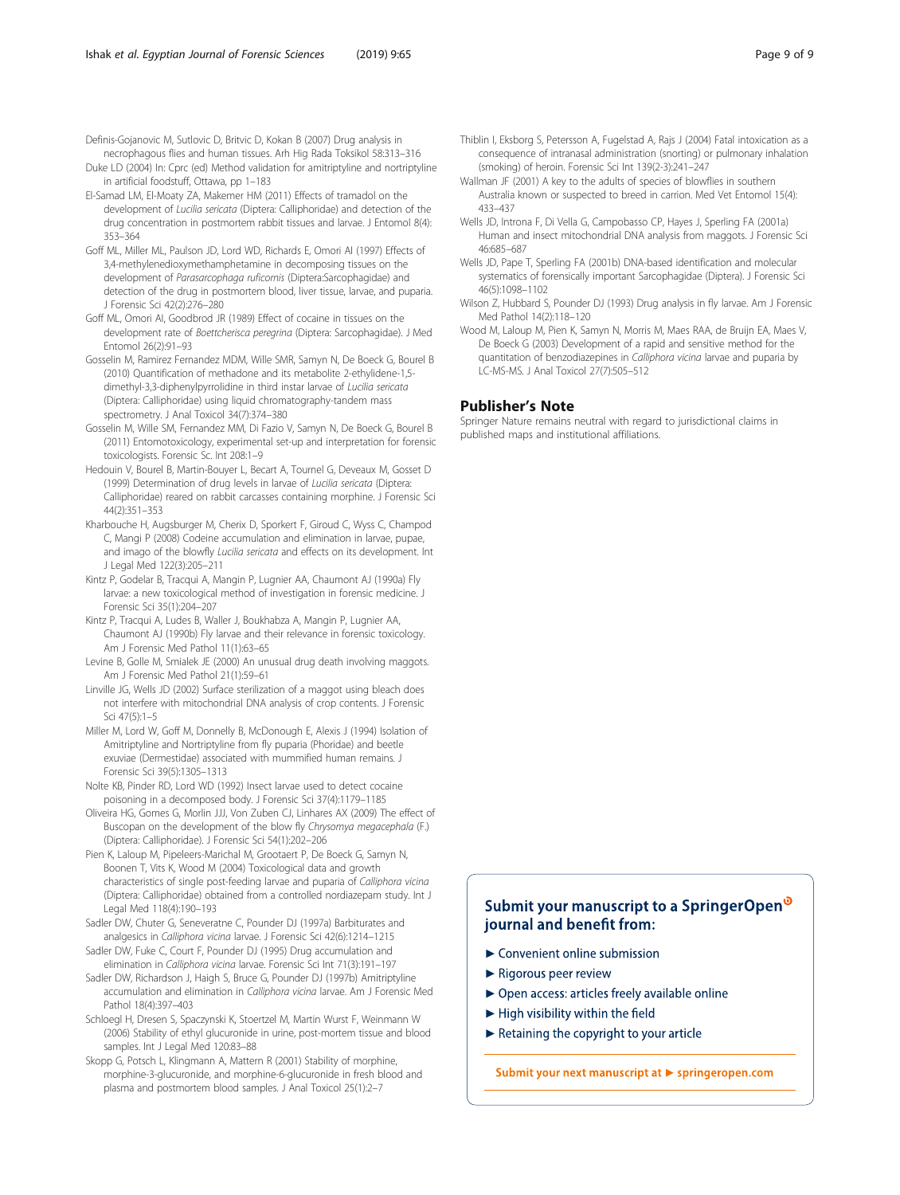Definis-Gojanovic M, Sutlovic D, Britvic D, Kokan B (2007) Drug analysis in necrophagous flies and human tissues. Arh Hig Rada Toksikol 58:313–316

Duke LD (2004) In: Cprc (ed) Method validation for amitriptyline and nortriptyline in artificial foodstuff, Ottawa, pp 1–183

El-Samad LM, El-Moaty ZA, Makemer HM (2011) Effects of tramadol on the development of *Lucilia sericata* (Diptera: Calliphoridae) and detection of the drug concentration in postmortem rabbit tissues and larvae. J Entomol 8(4): 353–364

Goff ML, Miller ML, Paulson JD, Lord WD, Richards E, Omori AI (1997) Effects of 3,4-methylenedioxymethamphetamine in decomposing tissues on the development of *Parasarcophaga ruficornis* (Diptera:Sarcophagidae) and detection of the drug in postmortem blood, liver tissue, larvae, and puparia. J Forensic Sci 42(2):276–280

Goff ML, Omori AI, Goodbrod JR (1989) Effect of cocaine in tissues on the development rate of *Boettcherisca peregrina* (Diptera: Sarcophagidae). J Med Entomol 26(2):91–93

Gosselin M, Ramirez Fernandez MDM, Wille SMR, Samyn N, De Boeck G, Bourel B (2010) Quantification of methadone and its metabolite 2-ethylidene-1,5-dimethyl-3,3-diphenylpyrrolidine in third instar larvae of *Lucilia sericata* (Diptera: Calliphoridae) using liquid chromatography-tandem mass spectrometry. J Anal Toxicol 34(7):374–380

Gosselin M, Wille SM, Fernandez MM, Di Fazio V, Samyn N, De Boeck G, Bourel B (2011) Entomotoxicology, experimental set-up and interpretation for forensic toxicologists. Forensic Sc. Int 208:1–9

Hedouin V, Bourel B, Martin-Bouyer L, Becart A, Tournel G, Deveaux M, Gosset D (1999) Determination of drug levels in larvae of *Lucilia sericata* (Diptera: Calliphoridae) reared on rabbit carcasses containing morphine. J Forensic Sci 44(2):351–353

Kharbouche H, Augsburger M, Cherix D, Sporkert F, Giroud C, Wyss C, Champod C, Mangi P (2008) Codeine accumulation and elimination in larvae, pupae, and imago of the blowfly *Lucilia sericata* and effects on its development. Int J Legal Med 122(3):205–211

Kintz P, Godelar B, Tracqui A, Mangin P, Lugnier AA, Chaumont AJ (1990a) Fly larvae: a new toxicological method of investigation in forensic medicine. J Forensic Sci 35(1):204–207

Kintz P, Tracqui A, Ludes B, Waller J, Boukhabza A, Mangin P, Lugnier AA, Chaumont AJ (1990b) Fly larvae and their relevance in forensic toxicology. Am J Forensic Med Pathol 11(1):63–65

Levine B, Golle M, Smialek JE (2000) An unusual drug death involving maggots. Am J Forensic Med Pathol 21(1):59–61

Linville JG, Wells JD (2002) Surface sterilization of a maggot using bleach does not interfere with mitochondrial DNA analysis of crop contents. J Forensic Sci 47(5):1–5

Miller M, Lord W, Goff M, Donnelly B, McDonough E, Alexis J (1994) Isolation of Amitriptyline and Nortriptyline from fly puparia (Phoridae) and beetle exuviae (Dermestidae) associated with mummified human remains. J Forensic Sci 39(5):1305–1313

Nolte KB, Pinder RD, Lord WD (1992) Insect larvae used to detect cocaine poisoning in a decomposed body. J Forensic Sci 37(4):1179–1185

Oliveira HG, Gomes G, Morlin JJJ, Von Zuben CJ, Linhares AX (2009) The effect of Buscopan on the development of the blow fly *Chrysomya megacephala* (F.) (Diptera: Calliphoridae). J Forensic Sci 54(1):202–206

Pien K, Laloup M, Pipeleers-Marichal M, Grootaert P, De Boeck G, Samyn N, Boonen T, Vits K, Wood M (2004) Toxicological data and growth characteristics of single post-feeding larvae and puparia of *Calliphora vicina* (Diptera: Calliphoridae) obtained from a controlled nordiazepam study. Int J Legal Med 118(4):190–193

Sadler DW, Chuter G, Seneveratne C, Pounder DJ (1997a) Barbiturates and analgesics in *Calliphora vicina* larvae. J Forensic Sci 42(6):1214–1215

Sadler DW, Fuke C, Court F, Pounder DJ (1995) Drug accumulation and elimination in *Calliphora vicina* larvae. Forensic Sci Int 71(3):191–197

Sadler DW, Richardson J, Haigh S, Bruce G, Pounder DJ (1997b) Amitriptyline accumulation and elimination in *Calliphora vicina* larvae. Am J Forensic Med Pathol 18(4):397–403

Schloegl H, Dresen S, Spaczynski K, Stoertzel M, Martin Wurst F, Weinmann W (2006) Stability of ethyl glucuronide in urine, post-mortem tissue and blood samples. Int J Legal Med 120:83–88

Skopp G, Potsch L, Klingmann A, Mattern R (2001) Stability of morphine, morphine-3-glucuronide, and morphine-6-glucuronide in fresh blood and plasma and postmortem blood samples. J Anal Toxicol 25(1):2–7

Thiblin I, Eksborg S, Petersson A, Fugelstad A, Rajs J (2004) Fatal intoxication as a consequence of intranasal administration (snorting) or pulmonary inhalation (smoking) of heroin. Forensic Sci Int 139(2-3):241–247

Wallman JF (2001) A key to the adults of species of blowflies in southern Australia known or suspected to breed in carrion. Med Vet Entomol 15(4): 433–437

Wells JD, Introna F, Di Vella G, Campobasso CP, Hayes J, Sperling FA (2001a) Human and insect mitochondrial DNA analysis from maggots. J Forensic Sci 46:685–687

Wells JD, Pape T, Sperling FA (2001b) DNA-based identification and molecular systematics of forensically important Sarcophagidae (Diptera). J Forensic Sci 46(5):1098–1102

Wilson Z, Hubbard S, Pounder DJ (1993) Drug analysis in fly larvae. Am J Forensic Med Pathol 14(2):118–120

Wood M, Laloup M, Pien K, Samyn N, Morris M, Maes RAA, de Bruijn EA, Maes V, De Boeck G (2003) Development of a rapid and sensitive method for the quantitation of benzodiazepines in *Calliphora vicina* larvae and puparia by LC-MS-MS. J Anal Toxicol 27(7):505–512

## Publisher's Note

Springer Nature remains neutral with regard to jurisdictional claims in published maps and institutional affiliations.

**Submit your manuscript to a SpringerOpen journal and benefit from:**

- ► Convenient online submission
- ► Rigorous peer review
- ► Open access: articles freely available online
- ► High visibility within the field
- ► Retaining the copyright to your article

Submit your next manuscript at ► springeropen.com